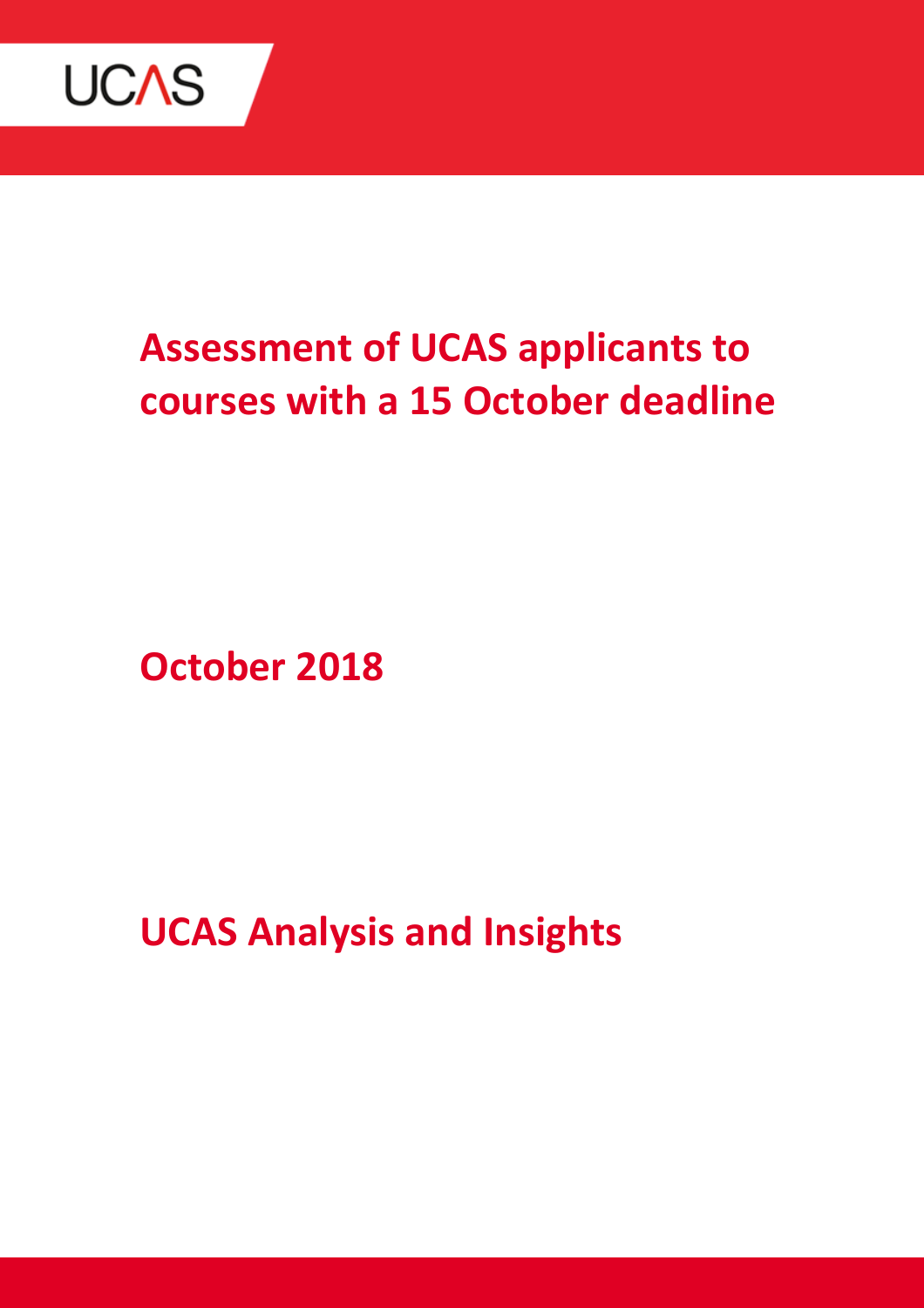# Assessment of UCAS applicants to courses with a 15 October deadline

**October 2018**

**UCAS Analysis and Insights**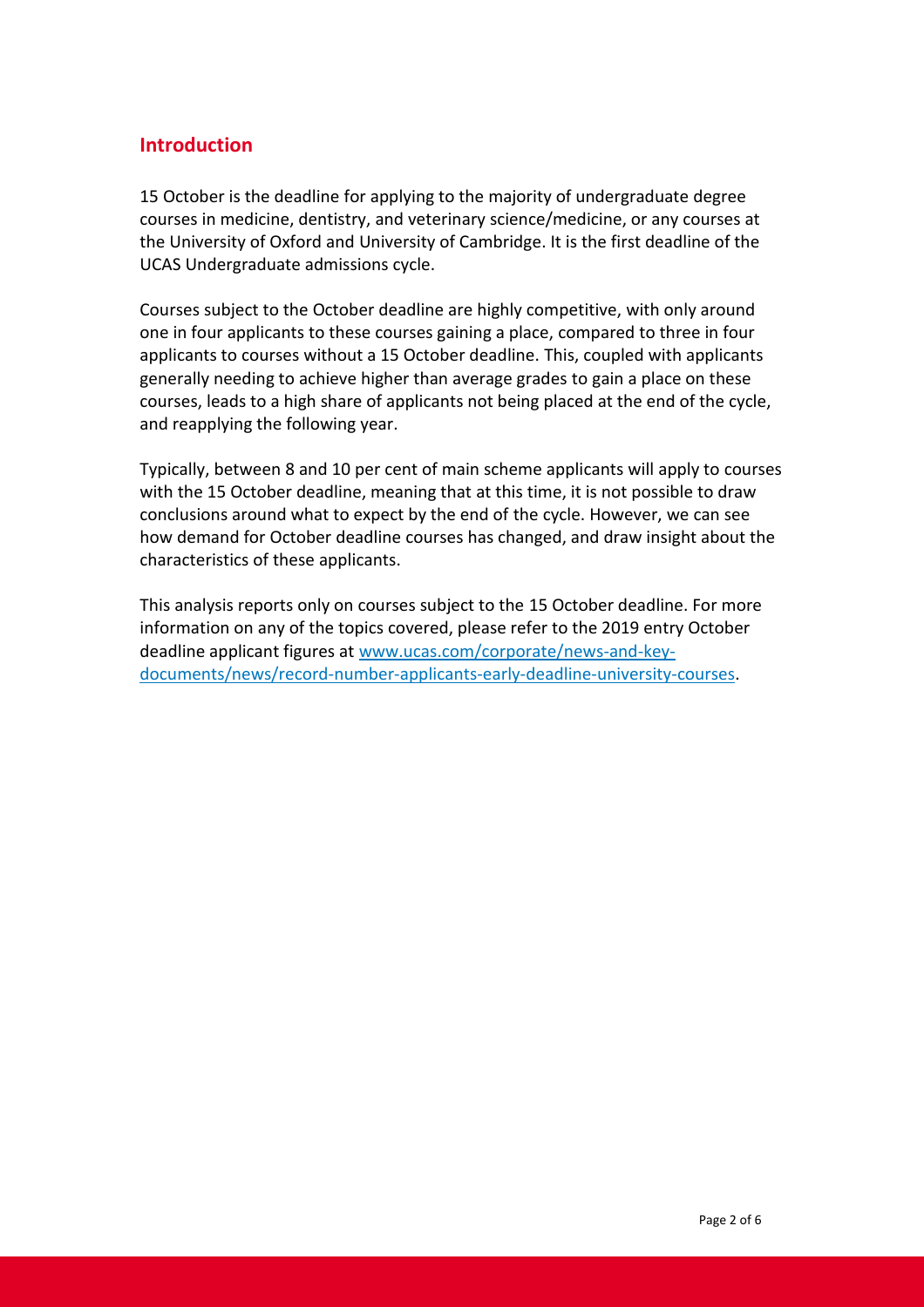## Introduction

15 October is the deadline for applying to the majority of undergraduate degree courses in medicine, dentistry, and veterinary science/medicine, or any courses at the University of Oxford and University of Cambridge. It is the first deadline of the UCAS Undergraduate admissions cycle.

Courses subject to the October deadline are highly competitive, with only around one in four applicants to these courses gaining a place, compared to three in four applicants to courses without a 15 October deadline. This, coupled with applicants generally needing to achieve higher than average grades to gain a place on these courses, leads to a high share of applicants not being placed at the end of the cycle, and reapplying the following year.

Typically, between 8 and 10 per cent of main scheme applicants will apply to courses with the 15 October deadline, meaning that at this time, it is not possible to draw conclusions around what to expect by the end of the cycle. However, we can see how demand for October deadline courses has changed, and draw insight about the characteristics of these applicants.

This analysis reports only on courses subject to the 15 October deadline. For more information on any of the topics covered, please refer to the 2019 entry October deadline applicant figures at [www.ucas.com/corporate/news-and-key-documents/news/record-number-applicants-early-deadline-university-courses](www.ucas.com/corporate/news-and-key-documents/news/record-number-applicants-early-deadline-university-courses).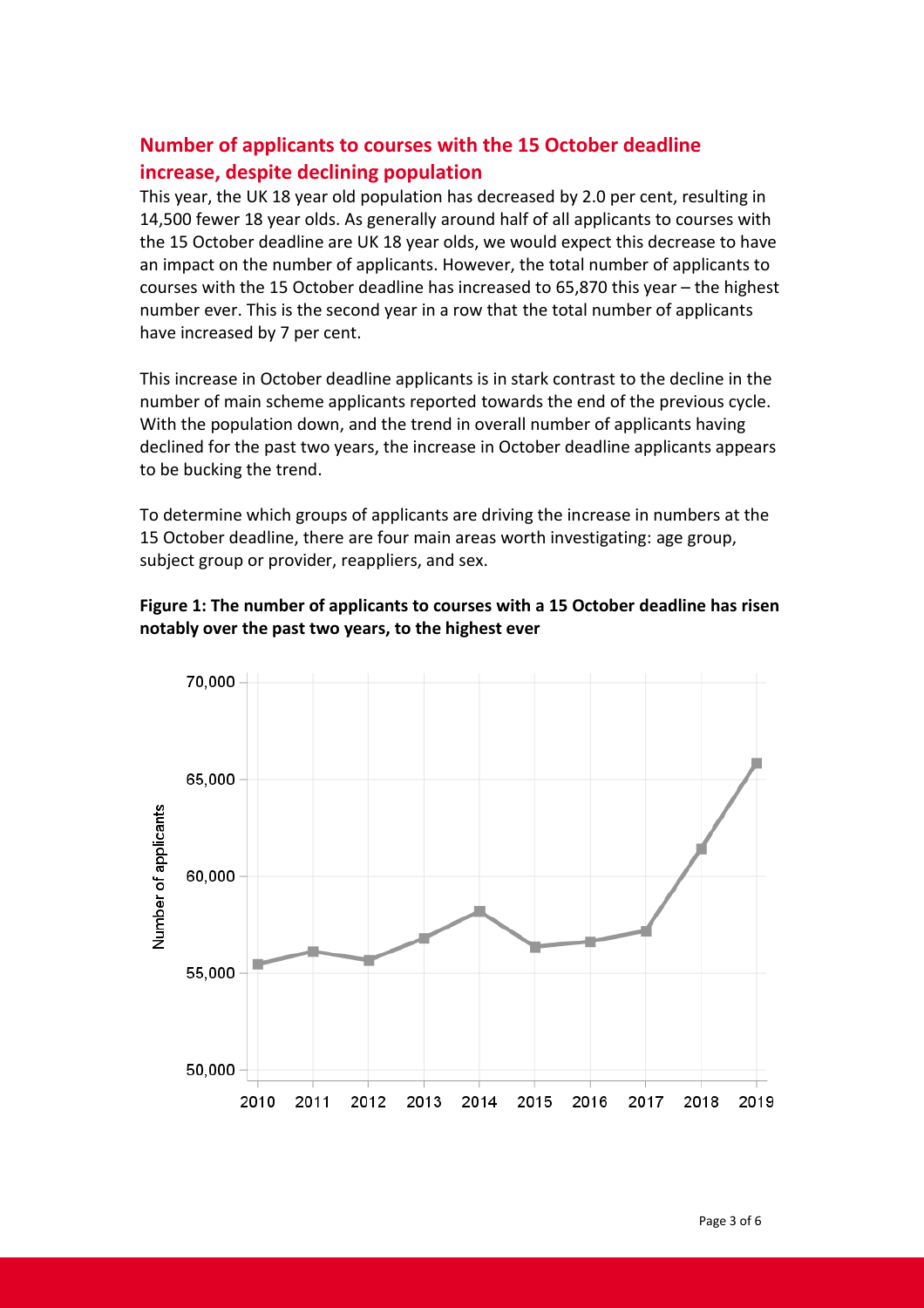## Number of applicants to courses with the 15 October deadline increase, despite declining population

This year, the UK 18 year old population has decreased by 2.0 per cent, resulting in 14,500 fewer 18 year olds. As generally around half of all applicants to courses with the 15 October deadline are UK 18 year olds, we would expect this decrease to have an impact on the number of applicants. However, the total number of applicants to courses with the 15 October deadline has increased to 65,870 this year – the highest number ever. This is the second year in a row that the total number of applicants have increased by 7 per cent.

This increase in October deadline applicants is in stark contrast to the decline in the number of main scheme applicants reported towards the end of the previous cycle. With the population down, and the trend in overall number of applicants having declined for the past two years, the increase in October deadline applicants appears to be bucking the trend.

To determine which groups of applicants are driving the increase in numbers at the 15 October deadline, there are four main areas worth investigating: age group, subject group or provider, reappliers, and sex.

**Figure 1: The number of applicants to courses with a 15 October deadline has risen notably over the past two years, to the highest ever**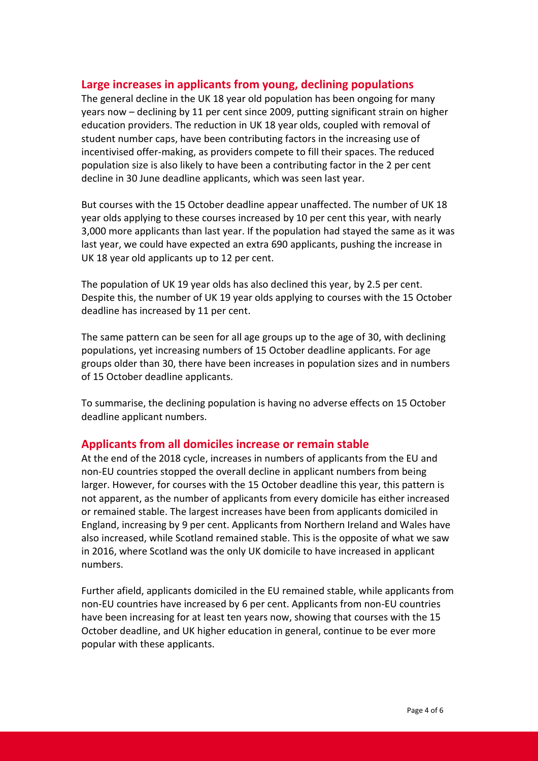## Large increases in applicants from young, declining populations

The general decline in the UK 18 year old population has been ongoing for many years now – declining by 11 per cent since 2009, putting significant strain on higher education providers. The reduction in UK 18 year olds, coupled with removal of student number caps, have been contributing factors in the increasing use of incentivised offer-making, as providers compete to fill their spaces. The reduced population size is also likely to have been a contributing factor in the 2 per cent decline in 30 June deadline applicants, which was seen last year.

But courses with the 15 October deadline appear unaffected. The number of UK 18 year olds applying to these courses increased by 10 per cent this year, with nearly 3,000 more applicants than last year. If the population had stayed the same as it was last year, we could have expected an extra 690 applicants, pushing the increase in UK 18 year old applicants up to 12 per cent.

The population of UK 19 year olds has also declined this year, by 2.5 per cent. Despite this, the number of UK 19 year olds applying to courses with the 15 October deadline has increased by 11 per cent.

The same pattern can be seen for all age groups up to the age of 30, with declining populations, yet increasing numbers of 15 October deadline applicants. For age groups older than 30, there have been increases in population sizes and in numbers of 15 October deadline applicants.

To summarise, the declining population is having no adverse effects on 15 October deadline applicant numbers.

## Applicants from all domiciles increase or remain stable

At the end of the 2018 cycle, increases in numbers of applicants from the EU and non-EU countries stopped the overall decline in applicant numbers from being larger. However, for courses with the 15 October deadline this year, this pattern is not apparent, as the number of applicants from every domicile has either increased or remained stable. The largest increases have been from applicants domiciled in England, increasing by 9 per cent. Applicants from Northern Ireland and Wales have also increased, while Scotland remained stable. This is the opposite of what we saw in 2016, where Scotland was the only UK domicile to have increased in applicant numbers.

Further afield, applicants domiciled in the EU remained stable, while applicants from non-EU countries have increased by 6 per cent. Applicants from non-EU countries have been increasing for at least ten years now, showing that courses with the 15 October deadline, and UK higher education in general, continue to be ever more popular with these applicants.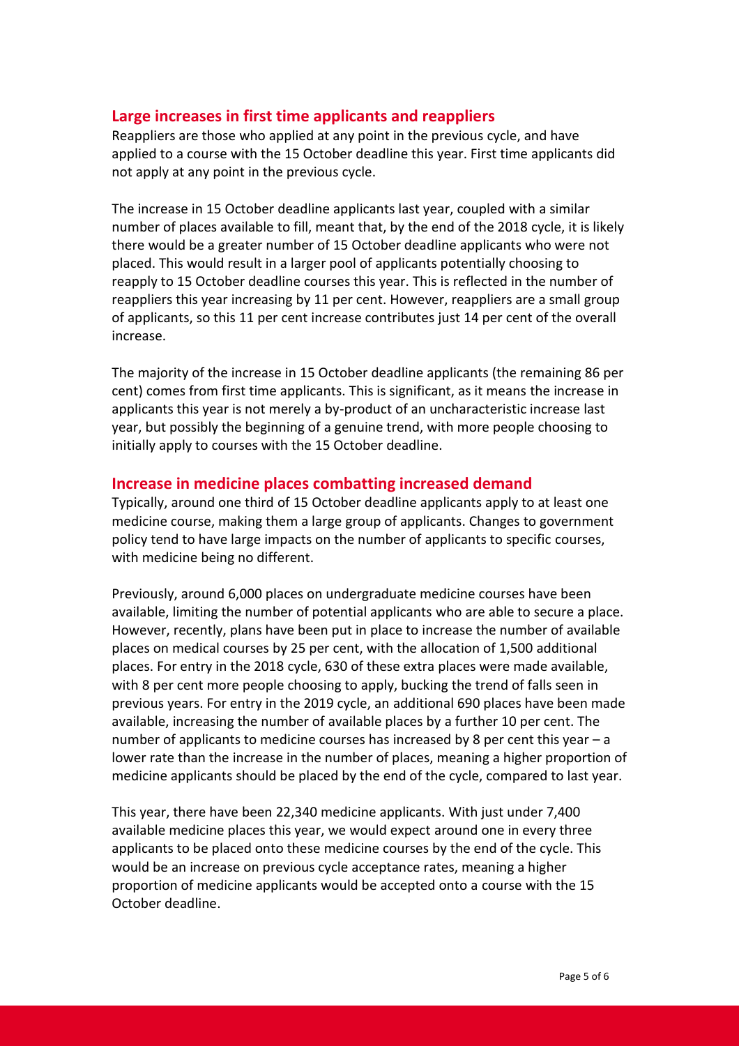## Large increases in first time applicants and reappliers

Reappliers are those who applied at any point in the previous cycle, and have applied to a course with the 15 October deadline this year. First time applicants did not apply at any point in the previous cycle.

The increase in 15 October deadline applicants last year, coupled with a similar number of places available to fill, meant that, by the end of the 2018 cycle, it is likely there would be a greater number of 15 October deadline applicants who were not placed. This would result in a larger pool of applicants potentially choosing to reapply to 15 October deadline courses this year. This is reflected in the number of reappliers this year increasing by 11 per cent. However, reappliers are a small group of applicants, so this 11 per cent increase contributes just 14 per cent of the overall increase.

The majority of the increase in 15 October deadline applicants (the remaining 86 per cent) comes from first time applicants. This is significant, as it means the increase in applicants this year is not merely a by-product of an uncharacteristic increase last year, but possibly the beginning of a genuine trend, with more people choosing to initially apply to courses with the 15 October deadline.

## Increase in medicine places combatting increased demand

Typically, around one third of 15 October deadline applicants apply to at least one medicine course, making them a large group of applicants. Changes to government policy tend to have large impacts on the number of applicants to specific courses, with medicine being no different.

Previously, around 6,000 places on undergraduate medicine courses have been available, limiting the number of potential applicants who are able to secure a place. However, recently, plans have been put in place to increase the number of available places on medical courses by 25 per cent, with the allocation of 1,500 additional places. For entry in the 2018 cycle, 630 of these extra places were made available, with 8 per cent more people choosing to apply, bucking the trend of falls seen in previous years. For entry in the 2019 cycle, an additional 690 places have been made available, increasing the number of available places by a further 10 per cent. The number of applicants to medicine courses has increased by 8 per cent this year – a lower rate than the increase in the number of places, meaning a higher proportion of medicine applicants should be placed by the end of the cycle, compared to last year.

This year, there have been 22,340 medicine applicants. With just under 7,400 available medicine places this year, we would expect around one in every three applicants to be placed onto these medicine courses by the end of the cycle. This would be an increase on previous cycle acceptance rates, meaning a higher proportion of medicine applicants would be accepted onto a course with the 15 October deadline.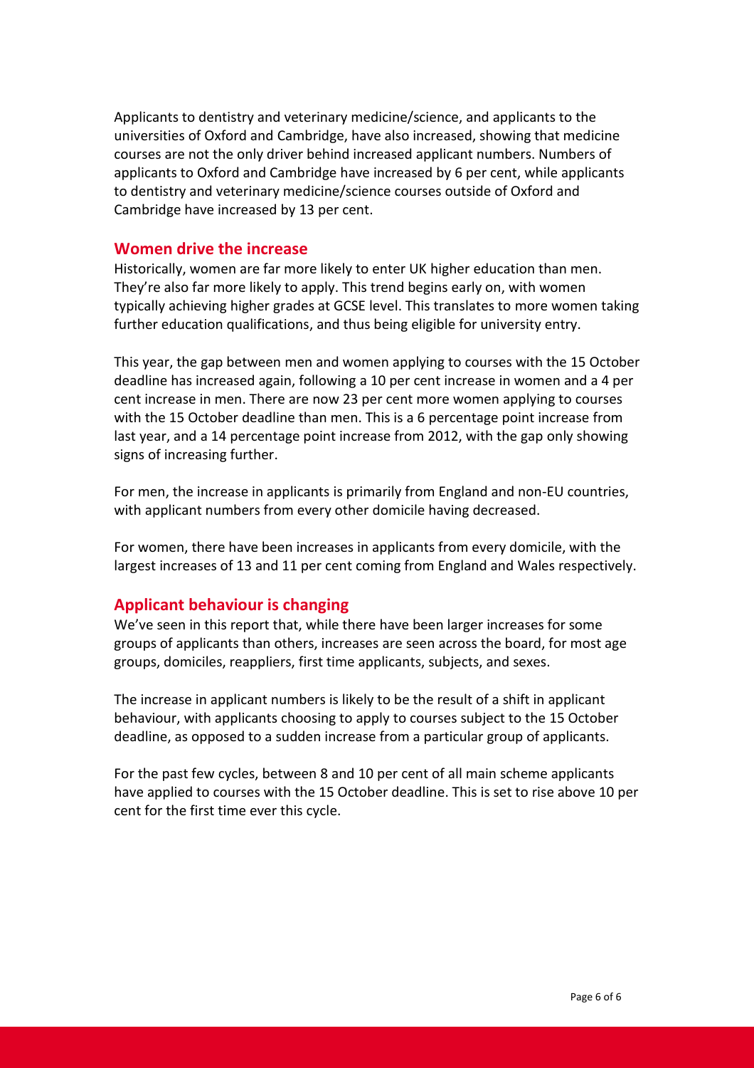Applicants to dentistry and veterinary medicine/science, and applicants to the universities of Oxford and Cambridge, have also increased, showing that medicine courses are not the only driver behind increased applicant numbers. Numbers of applicants to Oxford and Cambridge have increased by 6 per cent, while applicants to dentistry and veterinary medicine/science courses outside of Oxford and Cambridge have increased by 13 per cent.

## Women drive the increase

Historically, women are far more likely to enter UK higher education than men. They're also far more likely to apply. This trend begins early on, with women typically achieving higher grades at GCSE level. This translates to more women taking further education qualifications, and thus being eligible for university entry.

This year, the gap between men and women applying to courses with the 15 October deadline has increased again, following a 10 per cent increase in women and a 4 per cent increase in men. There are now 23 per cent more women applying to courses with the 15 October deadline than men. This is a 6 percentage point increase from last year, and a 14 percentage point increase from 2012, with the gap only showing signs of increasing further.

For men, the increase in applicants is primarily from England and non-EU countries, with applicant numbers from every other domicile having decreased.

For women, there have been increases in applicants from every domicile, with the largest increases of 13 and 11 per cent coming from England and Wales respectively.

## Applicant behaviour is changing

We've seen in this report that, while there have been larger increases for some groups of applicants than others, increases are seen across the board, for most age groups, domiciles, reappliers, first time applicants, subjects, and sexes.

The increase in applicant numbers is likely to be the result of a shift in applicant behaviour, with applicants choosing to apply to courses subject to the 15 October deadline, as opposed to a sudden increase from a particular group of applicants.

For the past few cycles, between 8 and 10 per cent of all main scheme applicants have applied to courses with the 15 October deadline. This is set to rise above 10 per cent for the first time ever this cycle.